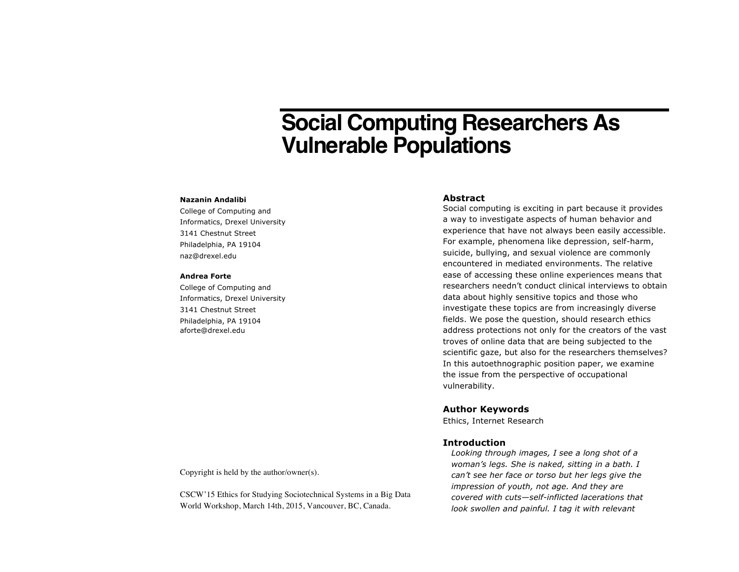# Social Computing Researchers As Vulnerable Populations

**Nazanin Andalibi**
College of Computing and Informatics, Drexel University
3141 Chestnut Street
Philadelphia, PA 19104
naz@drexel.edu

**Andrea Forte**
College of Computing and Informatics, Drexel University
3141 Chestnut Street
Philadelphia, PA 19104
aforte@drexel.edu

Copyright is held by the author/owner(s).

CSCW'15 Ethics for Studying Sociotechnical Systems in a Big Data World Workshop, March 14th, 2015, Vancouver, BC, Canada.

## Abstract

Social computing is exciting in part because it provides a way to investigate aspects of human behavior and experience that have not always been easily accessible. For example, phenomena like depression, self-harm, suicide, bullying, and sexual violence are commonly encountered in mediated environments. The relative ease of accessing these online experiences means that researchers needn't conduct clinical interviews to obtain data about highly sensitive topics and those who investigate these topics are from increasingly diverse fields. We pose the question, should research ethics address protections not only for the creators of the vast troves of online data that are being subjected to the scientific gaze, but also for the researchers themselves? In this autoethnographic position paper, we examine the issue from the perspective of occupational vulnerability.

## Author Keywords

Ethics, Internet Research

## Introduction

*Looking through images, I see a long shot of a woman's legs. She is naked, sitting in a bath. I can't see her face or torso but her legs give the impression of youth, not age. And they are covered with cuts—self-inflicted lacerations that look swollen and painful. I tag it with relevant*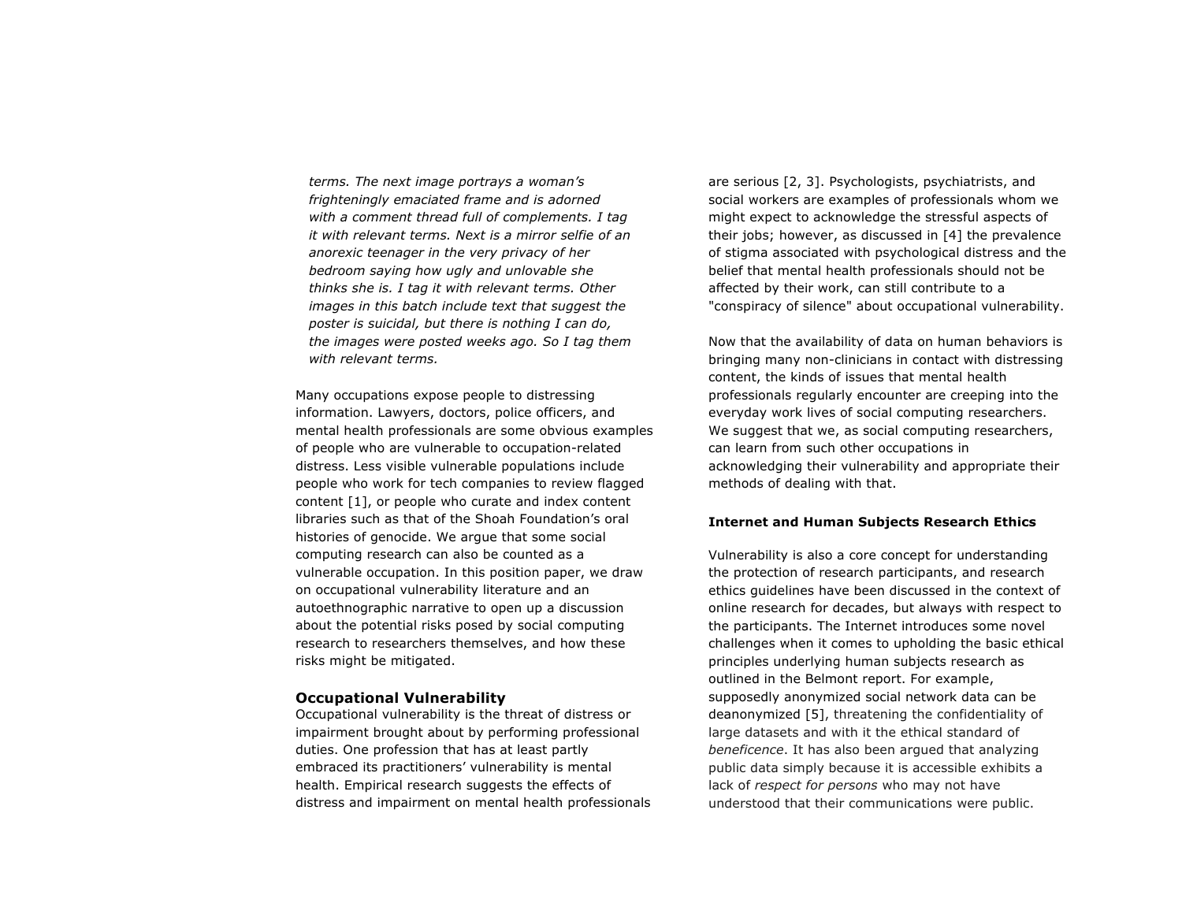*terms. The next image portrays a woman's frighteningly emaciated frame and is adorned with a comment thread full of complements. I tag it with relevant terms. Next is a mirror selfie of an anorexic teenager in the very privacy of her bedroom saying how ugly and unlovable she thinks she is. I tag it with relevant terms. Other images in this batch include text that suggest the poster is suicidal, but there is nothing I can do, the images were posted weeks ago. So I tag them with relevant terms.*

Many occupations expose people to distressing information. Lawyers, doctors, police officers, and mental health professionals are some obvious examples of people who are vulnerable to occupation-related distress. Less visible vulnerable populations include people who work for tech companies to review flagged content [1], or people who curate and index content libraries such as that of the Shoah Foundation's oral histories of genocide. We argue that some social computing research can also be counted as a vulnerable occupation. In this position paper, we draw on occupational vulnerability literature and an autoethnographic narrative to open up a discussion about the potential risks posed by social computing research to researchers themselves, and how these risks might be mitigated.

## Occupational Vulnerability

Occupational vulnerability is the threat of distress or impairment brought about by performing professional duties. One profession that has at least partly embraced its practitioners' vulnerability is mental health. Empirical research suggests the effects of distress and impairment on mental health professionals are serious [2, 3]. Psychologists, psychiatrists, and social workers are examples of professionals whom we might expect to acknowledge the stressful aspects of their jobs; however, as discussed in [4] the prevalence of stigma associated with psychological distress and the belief that mental health professionals should not be affected by their work, can still contribute to a "conspiracy of silence" about occupational vulnerability.

Now that the availability of data on human behaviors is bringing many non-clinicians in contact with distressing content, the kinds of issues that mental health professionals regularly encounter are creeping into the everyday work lives of social computing researchers. We suggest that we, as social computing researchers, can learn from such other occupations in acknowledging their vulnerability and appropriate their methods of dealing with that.

### Internet and Human Subjects Research Ethics

Vulnerability is also a core concept for understanding the protection of research participants, and research ethics guidelines have been discussed in the context of online research for decades, but always with respect to the participants. The Internet introduces some novel challenges when it comes to upholding the basic ethical principles underlying human subjects research as outlined in the Belmont report. For example, supposedly anonymized social network data can be deanonymized [5], threatening the confidentiality of large datasets and with it the ethical standard of *beneficence*. It has also been argued that analyzing public data simply because it is accessible exhibits a lack of *respect for persons* who may not have understood that their communications were public.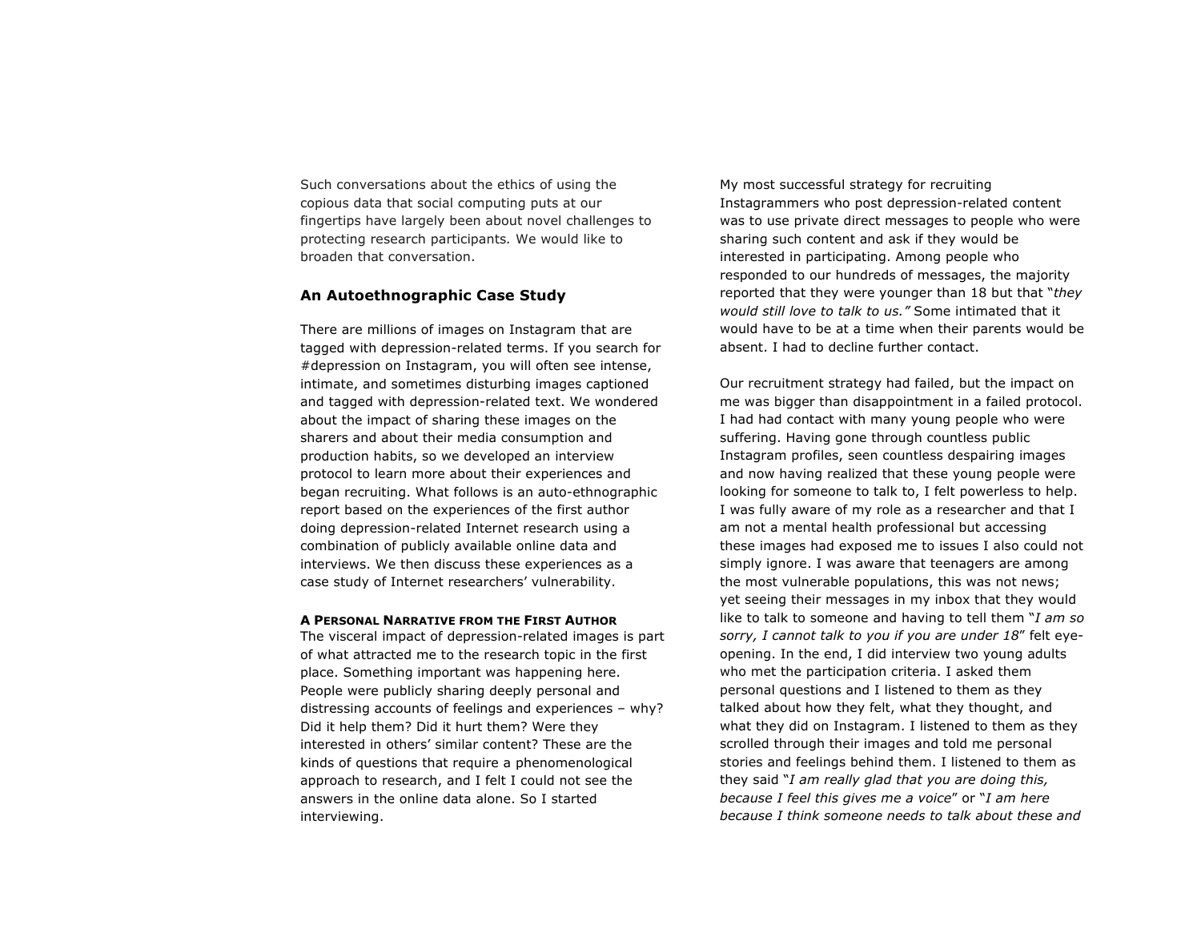Such conversations about the ethics of using the copious data that social computing puts at our fingertips have largely been about novel challenges to protecting research participants. We would like to broaden that conversation.

## An Autoethnographic Case Study

There are millions of images on Instagram that are tagged with depression-related terms. If you search for #depression on Instagram, you will often see intense, intimate, and sometimes disturbing images captioned and tagged with depression-related text. We wondered about the impact of sharing these images on the sharers and about their media consumption and production habits, so we developed an interview protocol to learn more about their experiences and began recruiting. What follows is an auto-ethnographic report based on the experiences of the first author doing depression-related Internet research using a combination of publicly available online data and interviews. We then discuss these experiences as a case study of Internet researchers' vulnerability.

### A Personal Narrative from the First Author

The visceral impact of depression-related images is part of what attracted me to the research topic in the first place. Something important was happening here. People were publicly sharing deeply personal and distressing accounts of feelings and experiences – why? Did it help them? Did it hurt them? Were they interested in others' similar content? These are the kinds of questions that require a phenomenological approach to research, and I felt I could not see the answers in the online data alone. So I started interviewing.

My most successful strategy for recruiting Instagrammers who post depression-related content was to use private direct messages to people who were sharing such content and ask if they would be interested in participating. Among people who responded to our hundreds of messages, the majority reported that they were younger than 18 but that "*they would still love to talk to us.*" Some intimated that it would have to be at a time when their parents would be absent. I had to decline further contact.

Our recruitment strategy had failed, but the impact on me was bigger than disappointment in a failed protocol. I had had contact with many young people who were suffering. Having gone through countless public Instagram profiles, seen countless despairing images and now having realized that these young people were looking for someone to talk to, I felt powerless to help. I was fully aware of my role as a researcher and that I am not a mental health professional but accessing these images had exposed me to issues I also could not simply ignore. I was aware that teenagers are among the most vulnerable populations, this was not news; yet seeing their messages in my inbox that they would like to talk to someone and having to tell them "*I am so sorry, I cannot talk to you if you are under 18*" felt eye-opening. In the end, I did interview two young adults who met the participation criteria. I asked them personal questions and I listened to them as they talked about how they felt, what they thought, and what they did on Instagram. I listened to them as they scrolled through their images and told me personal stories and feelings behind them. I listened to them as they said "*I am really glad that you are doing this, because I feel this gives me a voice*" or "*I am here because I think someone needs to talk about these and*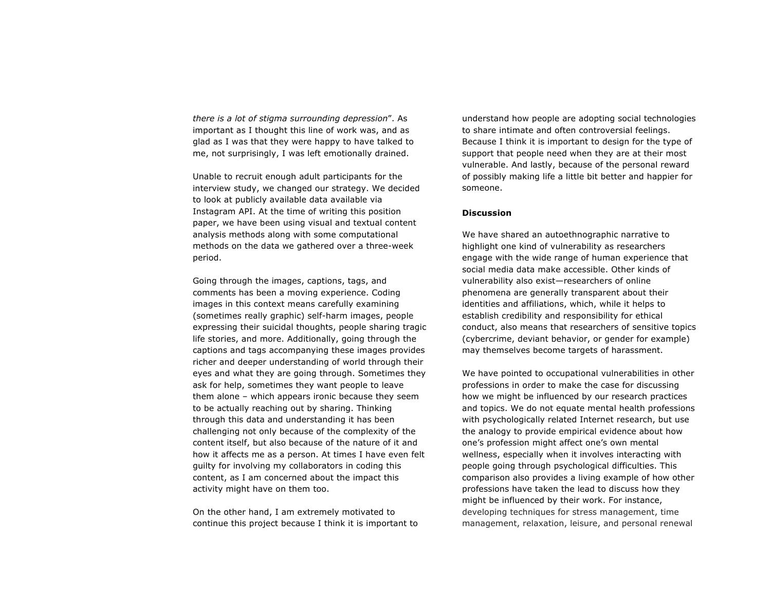*there is a lot of stigma surrounding depression*". As important as I thought this line of work was, and as glad as I was that they were happy to have talked to me, not surprisingly, I was left emotionally drained.

Unable to recruit enough adult participants for the interview study, we changed our strategy. We decided to look at publicly available data available via Instagram API. At the time of writing this position paper, we have been using visual and textual content analysis methods along with some computational methods on the data we gathered over a three-week period.

Going through the images, captions, tags, and comments has been a moving experience. Coding images in this context means carefully examining (sometimes really graphic) self-harm images, people expressing their suicidal thoughts, people sharing tragic life stories, and more. Additionally, going through the captions and tags accompanying these images provides richer and deeper understanding of world through their eyes and what they are going through. Sometimes they ask for help, sometimes they want people to leave them alone – which appears ironic because they seem to be actually reaching out by sharing. Thinking through this data and understanding it has been challenging not only because of the complexity of the content itself, but also because of the nature of it and how it affects me as a person. At times I have even felt guilty for involving my collaborators in coding this content, as I am concerned about the impact this activity might have on them too.

On the other hand, I am extremely motivated to continue this project because I think it is important to understand how people are adopting social technologies to share intimate and often controversial feelings. Because I think it is important to design for the type of support that people need when they are at their most vulnerable. And lastly, because of the personal reward of possibly making life a little bit better and happier for someone.

**Discussion**

We have shared an autoethnographic narrative to highlight one kind of vulnerability as researchers engage with the wide range of human experience that social media data make accessible. Other kinds of vulnerability also exist—researchers of online phenomena are generally transparent about their identities and affiliations, which, while it helps to establish credibility and responsibility for ethical conduct, also means that researchers of sensitive topics (cybercrime, deviant behavior, or gender for example) may themselves become targets of harassment.

We have pointed to occupational vulnerabilities in other professions in order to make the case for discussing how we might be influenced by our research practices and topics. We do not equate mental health professions with psychologically related Internet research, but use the analogy to provide empirical evidence about how one's profession might affect one's own mental wellness, especially when it involves interacting with people going through psychological difficulties. This comparison also provides a living example of how other professions have taken the lead to discuss how they might be influenced by their work. For instance, developing techniques for stress management, time management, relaxation, leisure, and personal renewal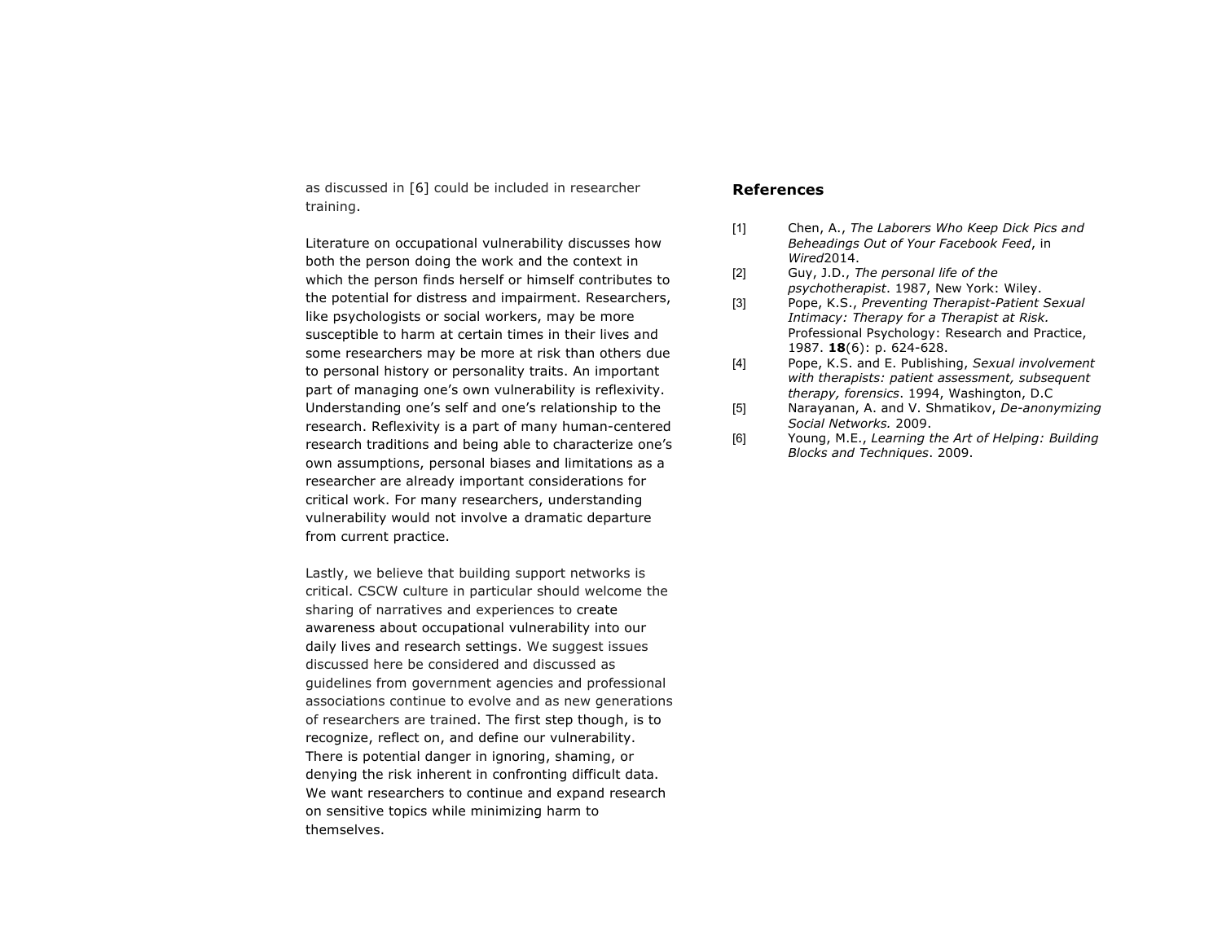as discussed in [6] could be included in researcher training.

Literature on occupational vulnerability discusses how both the person doing the work and the context in which the person finds herself or himself contributes to the potential for distress and impairment. Researchers, like psychologists or social workers, may be more susceptible to harm at certain times in their lives and some researchers may be more at risk than others due to personal history or personality traits. An important part of managing one's own vulnerability is reflexivity. Understanding one's self and one's relationship to the research. Reflexivity is a part of many human-centered research traditions and being able to characterize one's own assumptions, personal biases and limitations as a researcher are already important considerations for critical work. For many researchers, understanding vulnerability would not involve a dramatic departure from current practice.

Lastly, we believe that building support networks is critical. CSCW culture in particular should welcome the sharing of narratives and experiences to create awareness about occupational vulnerability into our daily lives and research settings. We suggest issues discussed here be considered and discussed as guidelines from government agencies and professional associations continue to evolve and as new generations of researchers are trained. The first step though, is to recognize, reflect on, and define our vulnerability. There is potential danger in ignoring, shaming, or denying the risk inherent in confronting difficult data. We want researchers to continue and expand research on sensitive topics while minimizing harm to themselves.

## References

[1] Chen, A., *The Laborers Who Keep Dick Pics and Beheadings Out of Your Facebook Feed*, in *Wired*2014.

[2] Guy, J.D., *The personal life of the psychotherapist*. 1987, New York: Wiley.

[3] Pope, K.S., *Preventing Therapist-Patient Sexual Intimacy: Therapy for a Therapist at Risk.* Professional Psychology: Research and Practice, 1987. **18**(6): p. 624-628.

[4] Pope, K.S. and E. Publishing, *Sexual involvement with therapists: patient assessment, subsequent therapy, forensics*. 1994, Washington, D.C

[5] Narayanan, A. and V. Shmatikov, *De-anonymizing Social Networks.* 2009.

[6] Young, M.E., *Learning the Art of Helping: Building Blocks and Techniques*. 2009.